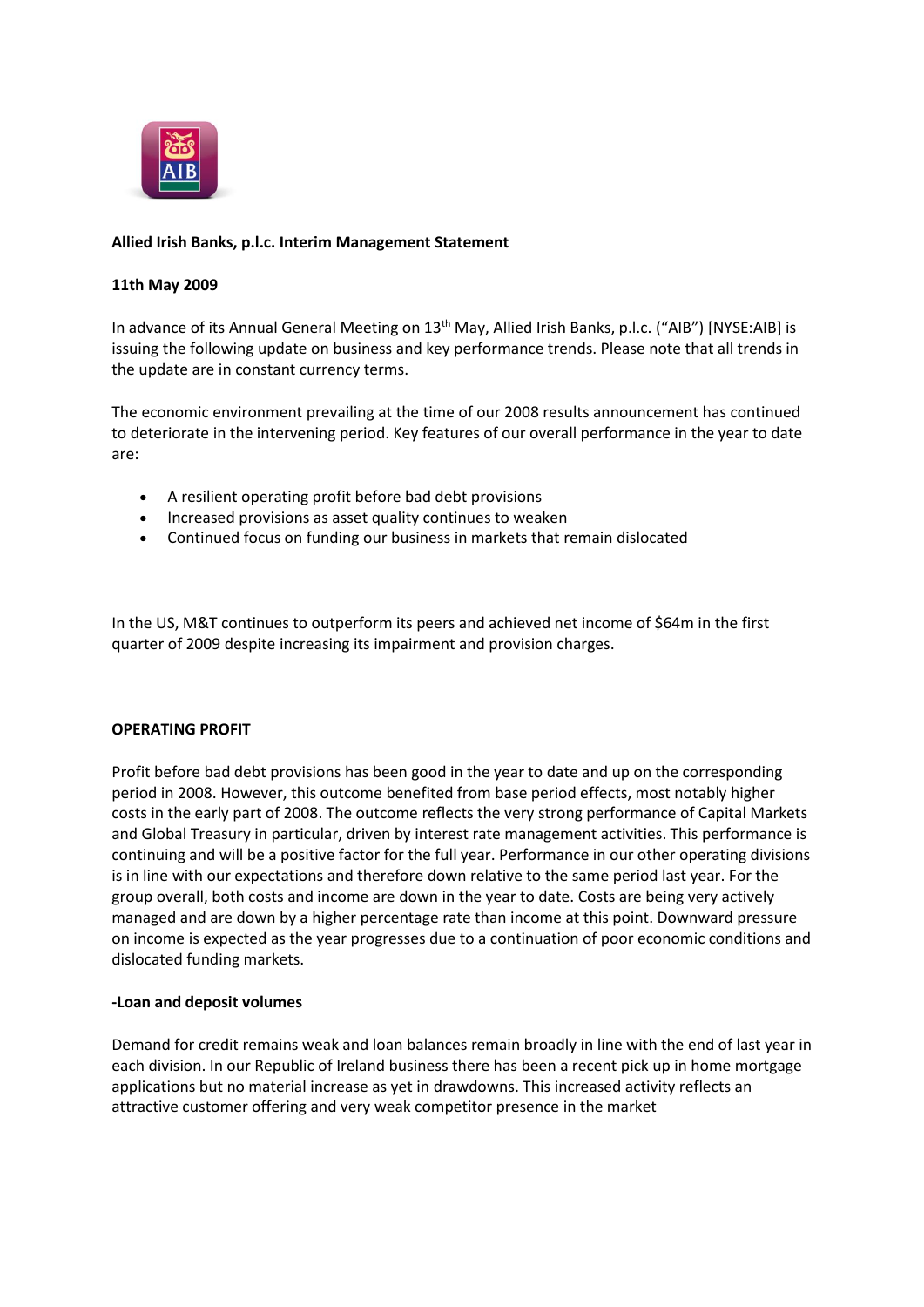**Allied Irish Banks, p.l.c. Interim Management Statement**

**11th May 2009**

In advance of its Annual General Meeting on 13th May, Allied Irish Banks, p.l.c. ("AIB") [NYSE:AIB] is issuing the following update on business and key performance trends. Please note that all trends in the update are in constant currency terms.

The economic environment prevailing at the time of our 2008 results announcement has continued to deteriorate in the intervening period. Key features of our overall performance in the year to date are:

- A resilient operating profit before bad debt provisions
- Increased provisions as asset quality continues to weaken
- Continued focus on funding our business in markets that remain dislocated

In the US, M&T continues to outperform its peers and achieved net income of $64m in the first quarter of 2009 despite increasing its impairment and provision charges.

**OPERATING PROFIT**

Profit before bad debt provisions has been good in the year to date and up on the corresponding period in 2008. However, this outcome benefited from base period effects, most notably higher costs in the early part of 2008. The outcome reflects the very strong performance of Capital Markets and Global Treasury in particular, driven by interest rate management activities. This performance is continuing and will be a positive factor for the full year. Performance in our other operating divisions is in line with our expectations and therefore down relative to the same period last year. For the group overall, both costs and income are down in the year to date. Costs are being very actively managed and are down by a higher percentage rate than income at this point. Downward pressure on income is expected as the year progresses due to a continuation of poor economic conditions and dislocated funding markets.

**-Loan and deposit volumes**

Demand for credit remains weak and loan balances remain broadly in line with the end of last year in each division. In our Republic of Ireland business there has been a recent pick up in home mortgage applications but no material increase as yet in drawdowns. This increased activity reflects an attractive customer offering and very weak competitor presence in the market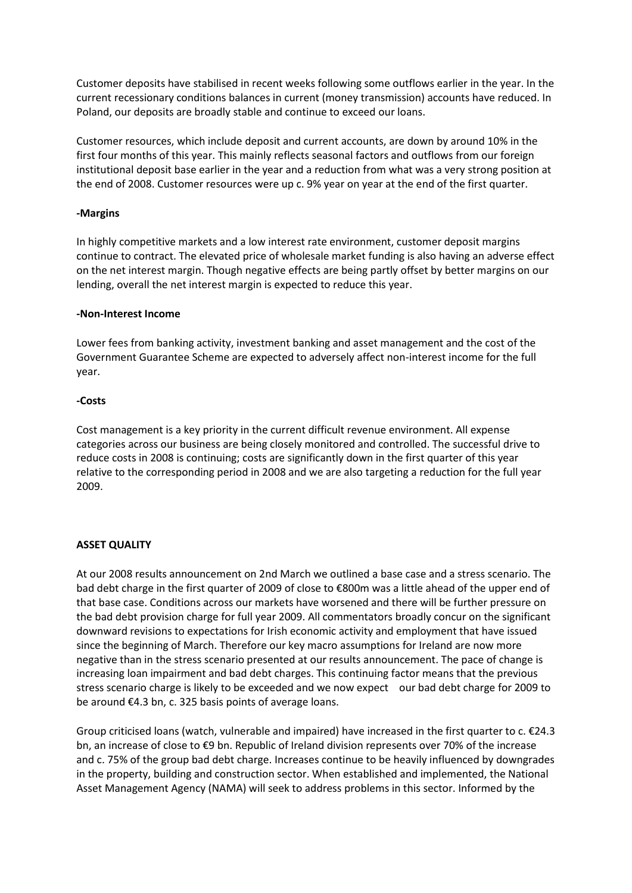Customer deposits have stabilised in recent weeks following some outflows earlier in the year. In the current recessionary conditions balances in current (money transmission) accounts have reduced. In Poland, our deposits are broadly stable and continue to exceed our loans.

Customer resources, which include deposit and current accounts, are down by around 10% in the first four months of this year. This mainly reflects seasonal factors and outflows from our foreign institutional deposit base earlier in the year and a reduction from what was a very strong position at the end of 2008. Customer resources were up c. 9% year on year at the end of the first quarter.

**-Margins**

In highly competitive markets and a low interest rate environment, customer deposit margins continue to contract. The elevated price of wholesale market funding is also having an adverse effect on the net interest margin. Though negative effects are being partly offset by better margins on our lending, overall the net interest margin is expected to reduce this year.

**-Non-Interest Income**

Lower fees from banking activity, investment banking and asset management and the cost of the Government Guarantee Scheme are expected to adversely affect non-interest income for the full year.

**-Costs**

Cost management is a key priority in the current difficult revenue environment. All expense categories across our business are being closely monitored and controlled. The successful drive to reduce costs in 2008 is continuing; costs are significantly down in the first quarter of this year relative to the corresponding period in 2008 and we are also targeting a reduction for the full year 2009.

**ASSET QUALITY**

At our 2008 results announcement on 2nd March we outlined a base case and a stress scenario. The bad debt charge in the first quarter of 2009 of close to €800m was a little ahead of the upper end of that base case. Conditions across our markets have worsened and there will be further pressure on the bad debt provision charge for full year 2009. All commentators broadly concur on the significant downward revisions to expectations for Irish economic activity and employment that have issued since the beginning of March. Therefore our key macro assumptions for Ireland are now more negative than in the stress scenario presented at our results announcement. The pace of change is increasing loan impairment and bad debt charges. This continuing factor means that the previous stress scenario charge is likely to be exceeded and we now expect our bad debt charge for 2009 to be around €4.3 bn, c. 325 basis points of average loans.

Group criticised loans (watch, vulnerable and impaired) have increased in the first quarter to c. €24.3 bn, an increase of close to €9 bn. Republic of Ireland division represents over 70% of the increase and c. 75% of the group bad debt charge. Increases continue to be heavily influenced by downgrades in the property, building and construction sector. When established and implemented, the National Asset Management Agency (NAMA) will seek to address problems in this sector. Informed by the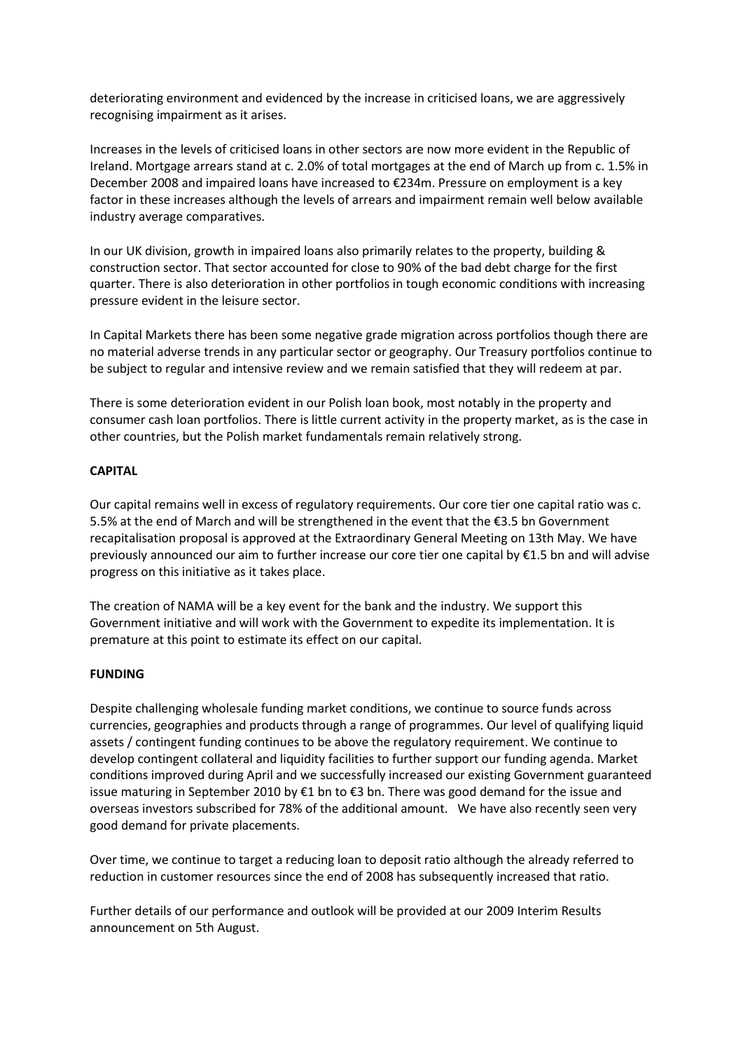deteriorating environment and evidenced by the increase in criticised loans, we are aggressively recognising impairment as it arises.

Increases in the levels of criticised loans in other sectors are now more evident in the Republic of Ireland. Mortgage arrears stand at c. 2.0% of total mortgages at the end of March up from c. 1.5% in December 2008 and impaired loans have increased to €234m. Pressure on employment is a key factor in these increases although the levels of arrears and impairment remain well below available industry average comparatives.

In our UK division, growth in impaired loans also primarily relates to the property, building & construction sector. That sector accounted for close to 90% of the bad debt charge for the first quarter. There is also deterioration in other portfolios in tough economic conditions with increasing pressure evident in the leisure sector.

In Capital Markets there has been some negative grade migration across portfolios though there are no material adverse trends in any particular sector or geography. Our Treasury portfolios continue to be subject to regular and intensive review and we remain satisfied that they will redeem at par.

There is some deterioration evident in our Polish loan book, most notably in the property and consumer cash loan portfolios. There is little current activity in the property market, as is the case in other countries, but the Polish market fundamentals remain relatively strong.

**CAPITAL**

Our capital remains well in excess of regulatory requirements. Our core tier one capital ratio was c. 5.5% at the end of March and will be strengthened in the event that the €3.5 bn Government recapitalisation proposal is approved at the Extraordinary General Meeting on 13th May. We have previously announced our aim to further increase our core tier one capital by €1.5 bn and will advise progress on this initiative as it takes place.

The creation of NAMA will be a key event for the bank and the industry. We support this Government initiative and will work with the Government to expedite its implementation. It is premature at this point to estimate its effect on our capital.

**FUNDING**

Despite challenging wholesale funding market conditions, we continue to source funds across currencies, geographies and products through a range of programmes. Our level of qualifying liquid assets / contingent funding continues to be above the regulatory requirement. We continue to develop contingent collateral and liquidity facilities to further support our funding agenda. Market conditions improved during April and we successfully increased our existing Government guaranteed issue maturing in September 2010 by €1 bn to €3 bn. There was good demand for the issue and overseas investors subscribed for 78% of the additional amount. We have also recently seen very good demand for private placements.

Over time, we continue to target a reducing loan to deposit ratio although the already referred to reduction in customer resources since the end of 2008 has subsequently increased that ratio.

Further details of our performance and outlook will be provided at our 2009 Interim Results announcement on 5th August.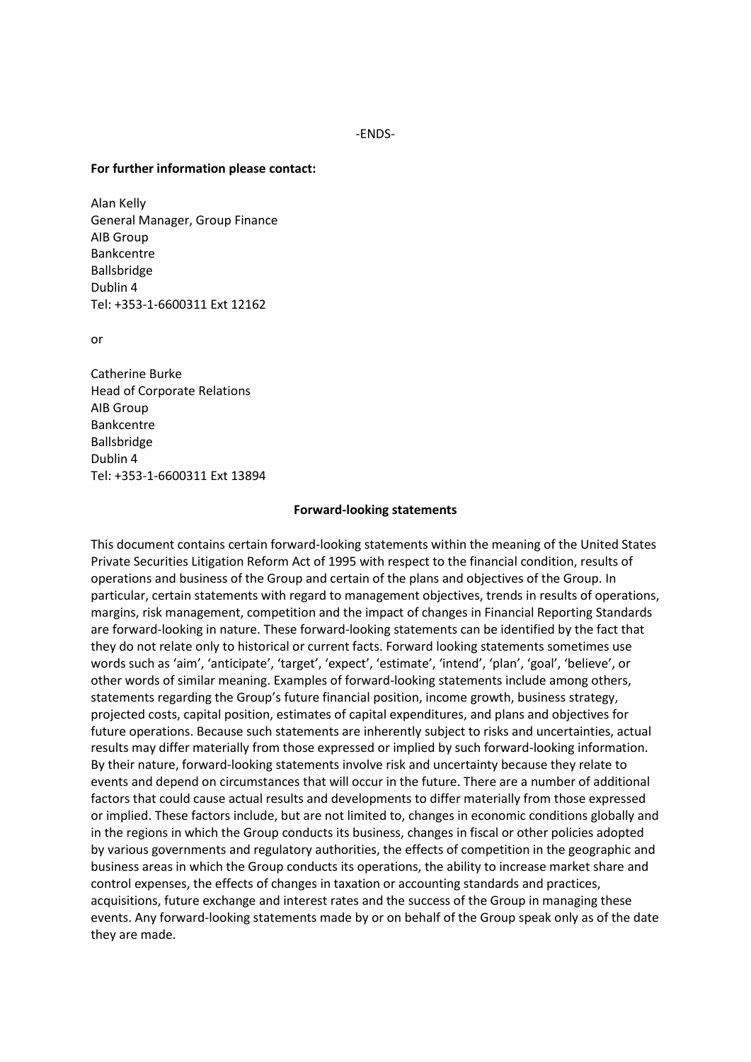-ENDS-

**For further information please contact:**

Alan Kelly  
General Manager, Group Finance  
AIB Group  
Bankcentre  
Ballsbridge  
Dublin 4  
Tel: +353-1-6600311 Ext 12162

or

Catherine Burke  
Head of Corporate Relations  
AIB Group  
Bankcentre  
Ballsbridge  
Dublin 4  
Tel: +353-1-6600311 Ext 13894

**Forward-looking statements**

This document contains certain forward-looking statements within the meaning of the United States Private Securities Litigation Reform Act of 1995 with respect to the financial condition, results of operations and business of the Group and certain of the plans and objectives of the Group. In particular, certain statements with regard to management objectives, trends in results of operations, margins, risk management, competition and the impact of changes in Financial Reporting Standards are forward-looking in nature. These forward-looking statements can be identified by the fact that they do not relate only to historical or current facts. Forward looking statements sometimes use words such as 'aim', 'anticipate', 'target', 'expect', 'estimate', 'intend', 'plan', 'goal', 'believe', or other words of similar meaning. Examples of forward-looking statements include among others, statements regarding the Group's future financial position, income growth, business strategy, projected costs, capital position, estimates of capital expenditures, and plans and objectives for future operations. Because such statements are inherently subject to risks and uncertainties, actual results may differ materially from those expressed or implied by such forward-looking information. By their nature, forward-looking statements involve risk and uncertainty because they relate to events and depend on circumstances that will occur in the future. There are a number of additional factors that could cause actual results and developments to differ materially from those expressed or implied. These factors include, but are not limited to, changes in economic conditions globally and in the regions in which the Group conducts its business, changes in fiscal or other policies adopted by various governments and regulatory authorities, the effects of competition in the geographic and business areas in which the Group conducts its operations, the ability to increase market share and control expenses, the effects of changes in taxation or accounting standards and practices, acquisitions, future exchange and interest rates and the success of the Group in managing these events. Any forward-looking statements made by or on behalf of the Group speak only as of the date they are made.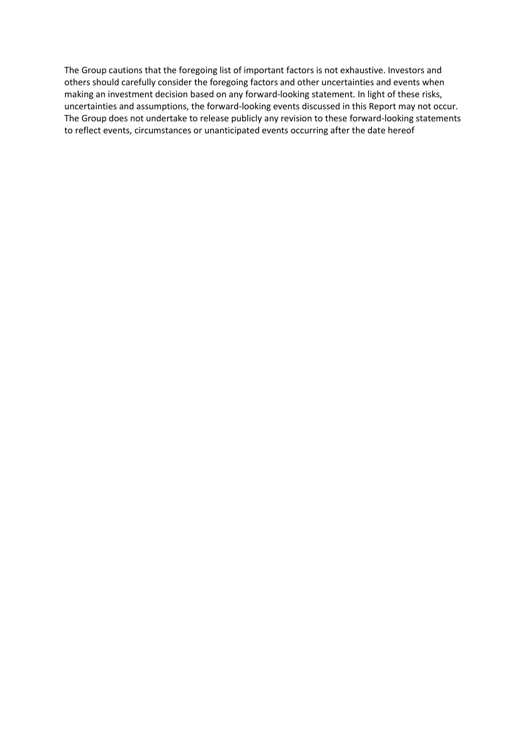The Group cautions that the foregoing list of important factors is not exhaustive. Investors and others should carefully consider the foregoing factors and other uncertainties and events when making an investment decision based on any forward-looking statement. In light of these risks, uncertainties and assumptions, the forward-looking events discussed in this Report may not occur. The Group does not undertake to release publicly any revision to these forward-looking statements to reflect events, circumstances or unanticipated events occurring after the date hereof